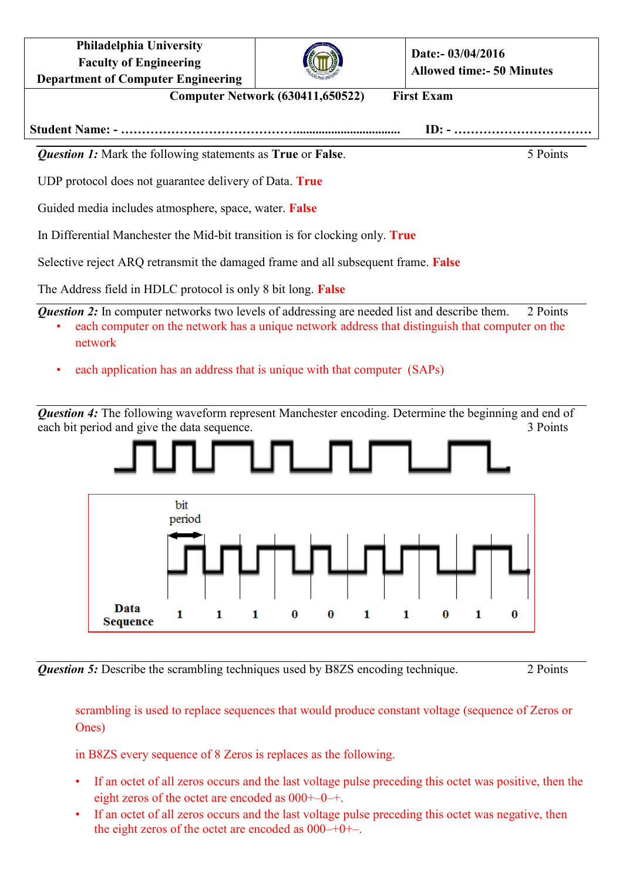| Philadelphia University<br>Faculty of Engineering<br>Department of Computer Engineering | | Date:- 03/04/2016<br>Allowed time:- 50 Minutes |
|---|---|---|

**Computer Network (630411,650522) First Exam**

**Student Name: - ……………………………………………………………… ID: - ……………………………**

***Question 1:*** Mark the following statements as **True** or **False**. 5 Points

UDP protocol does not guarantee delivery of Data. **True**

Guided media includes atmosphere, space, water. **False**

In Differential Manchester the Mid-bit transition is for clocking only. **True**

Selective reject ARQ retransmit the damaged frame and all subsequent frame. **False**

The Address field in HDLC protocol is only 8 bit long. **False**

***Question 2:*** In computer networks two levels of addressing are needed list and describe them. 2 Points

- each computer on the network has a unique network address that distinguish that computer on the network
- each application has an address that is unique with that computer (SAPs)

***Question 4:*** The following waveform represent Manchester encoding. Determine the beginning and end of each bit period and give the data sequence. 3 Points

bit period

**Data Sequence** **1 1 1 0 0 1 1 0 1 0**

***Question 5:*** Describe the scrambling techniques used by B8ZS encoding technique. 2 Points

scrambling is used to replace sequences that would produce constant voltage (sequence of Zeros or Ones)

in B8ZS every sequence of 8 Zeros is replaces as the following.

- If an octet of all zeros occurs and the last voltage pulse preceding this octet was positive, then the eight zeros of the octet are encoded as 000+–0–+.
- If an octet of all zeros occurs and the last voltage pulse preceding this octet was negative, then the eight zeros of the octet are encoded as 000–+0+–.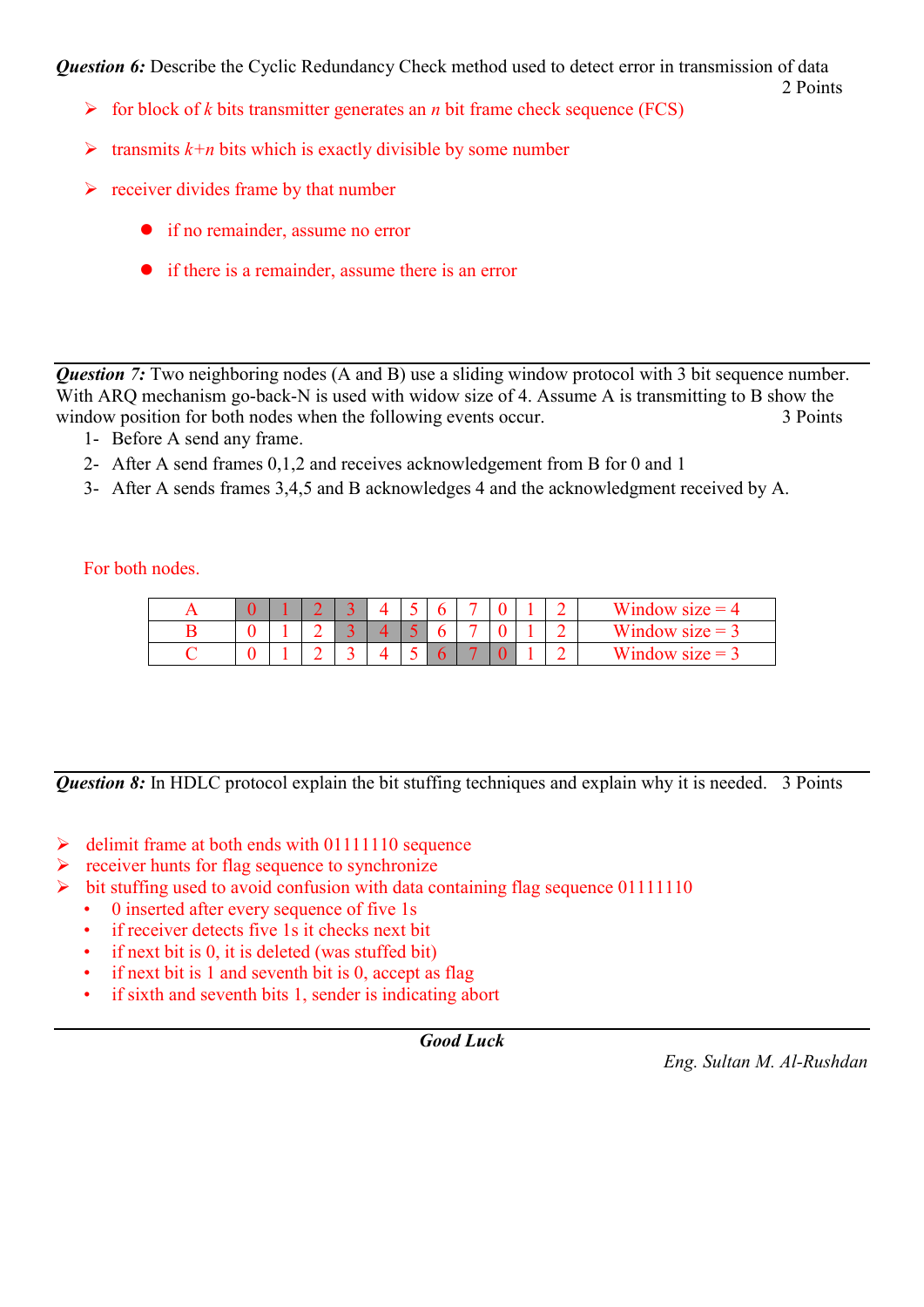***Question 6:*** Describe the Cyclic Redundancy Check method used to detect error in transmission of data 2 Points

- for block of $k$ bits transmitter generates an $n$ bit frame check sequence (FCS)
- transmits $k+n$ bits which is exactly divisible by some number
- receiver divides frame by that number
  - if no remainder, assume no error
  - if there is a remainder, assume there is an error

---

***Question 7:*** Two neighboring nodes (A and B) use a sliding window protocol with 3 bit sequence number. With ARQ mechanism go-back-N is used with widow size of 4. Assume A is transmitting to B show the window position for both nodes when the following events occur. 3 Points

1- Before A send any frame.
2- After A send frames 0,1,2 and receives acknowledgement from B for 0 and 1
3- After A sends frames 3,4,5 and B acknowledges 4 and the acknowledgment received by A.

For both nodes.

| | | | | | | | | | | | | |
|---|---|---|---|---|---|---|---|---|---|---|---|---|
| A | 0 | 1 | 2 | 3 | 4 | 5 | 6 | 7 | 0 | 1 | 2 | Window size = 4 |
| B | 0 | 1 | 2 | 3 | 4 | 5 | 6 | 7 | 0 | 1 | 2 | Window size = 3 |
| C | 0 | 1 | 2 | 3 | 4 | 5 | 6 | 7 | 0 | 1 | 2 | Window size = 3 |

---

***Question 8:*** In HDLC protocol explain the bit stuffing techniques and explain why it is needed. 3 Points

- delimit frame at both ends with 01111110 sequence
- receiver hunts for flag sequence to synchronize
- bit stuffing used to avoid confusion with data containing flag sequence 01111110
  - 0 inserted after every sequence of five 1s
  - if receiver detects five 1s it checks next bit
  - if next bit is 0, it is deleted (was stuffed bit)
  - if next bit is 1 and seventh bit is 0, accept as flag
  - if sixth and seventh bits 1, sender is indicating abort

---

***Good Luck***

*Eng. Sultan M. Al-Rushdan*